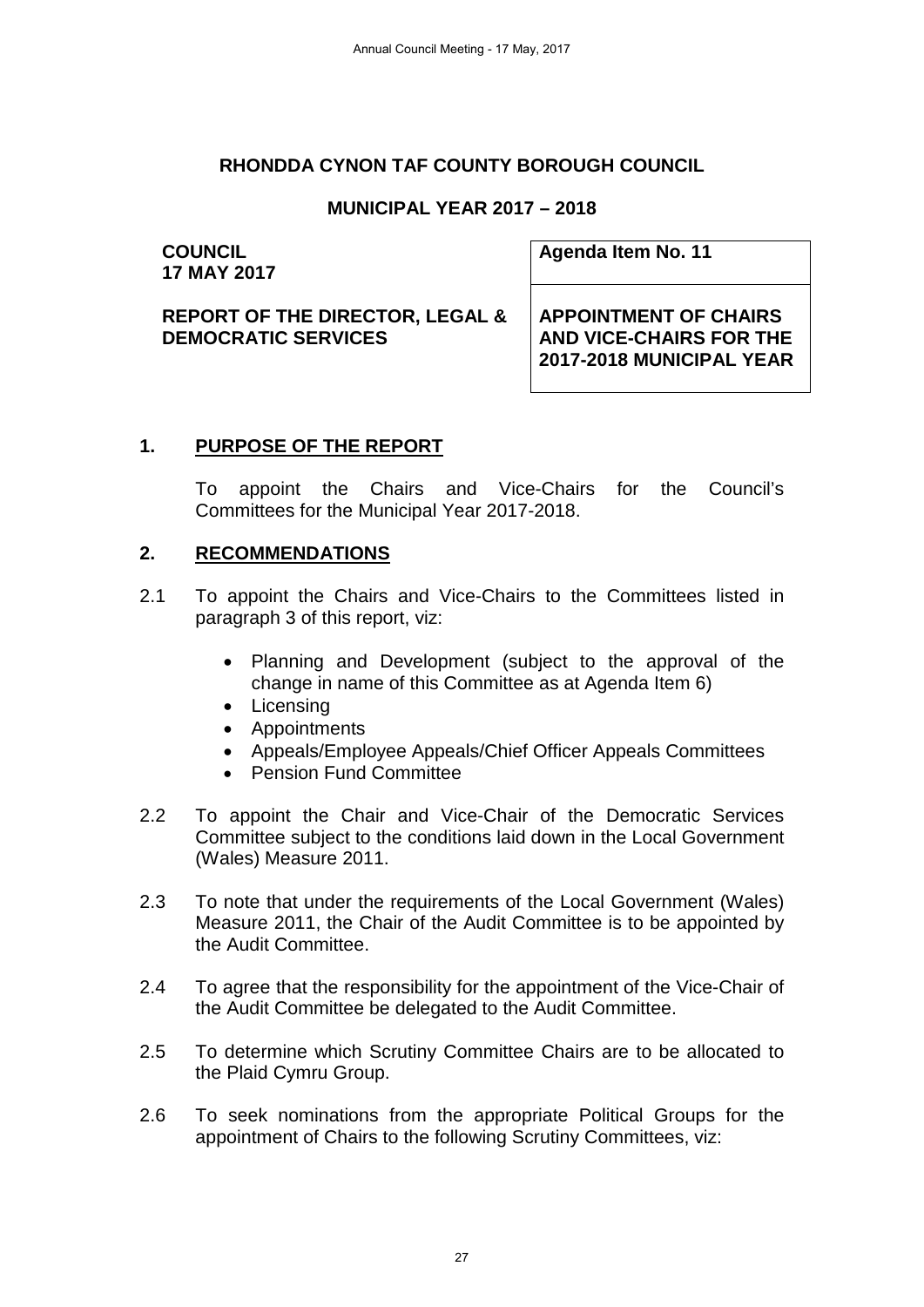# RHONDDA CYNON TAF COUNTY BOROUGH COUNCIL

## MUNICIPAL YEAR 2017 – 2018

| **COUNCIL 17 MAY 2017** | **Agenda Item No. 11** |
|---|---|
| **REPORT OF THE DIRECTOR, LEGAL & DEMOCRATIC SERVICES** | **APPOINTMENT OF CHAIRS AND VICE-CHAIRS FOR THE 2017-2018 MUNICIPAL YEAR** |

## 1. PURPOSE OF THE REPORT

To appoint the Chairs and Vice-Chairs for the Council's Committees for the Municipal Year 2017-2018.

## 2. RECOMMENDATIONS

2.1 To appoint the Chairs and Vice-Chairs to the Committees listed in paragraph 3 of this report, viz:

- Planning and Development (subject to the approval of the change in name of this Committee as at Agenda Item 6)
- Licensing
- Appointments
- Appeals/Employee Appeals/Chief Officer Appeals Committees
- Pension Fund Committee

2.2 To appoint the Chair and Vice-Chair of the Democratic Services Committee subject to the conditions laid down in the Local Government (Wales) Measure 2011.

2.3 To note that under the requirements of the Local Government (Wales) Measure 2011, the Chair of the Audit Committee is to be appointed by the Audit Committee.

2.4 To agree that the responsibility for the appointment of the Vice-Chair of the Audit Committee be delegated to the Audit Committee.

2.5 To determine which Scrutiny Committee Chairs are to be allocated to the Plaid Cymru Group.

2.6 To seek nominations from the appropriate Political Groups for the appointment of Chairs to the following Scrutiny Committees, viz: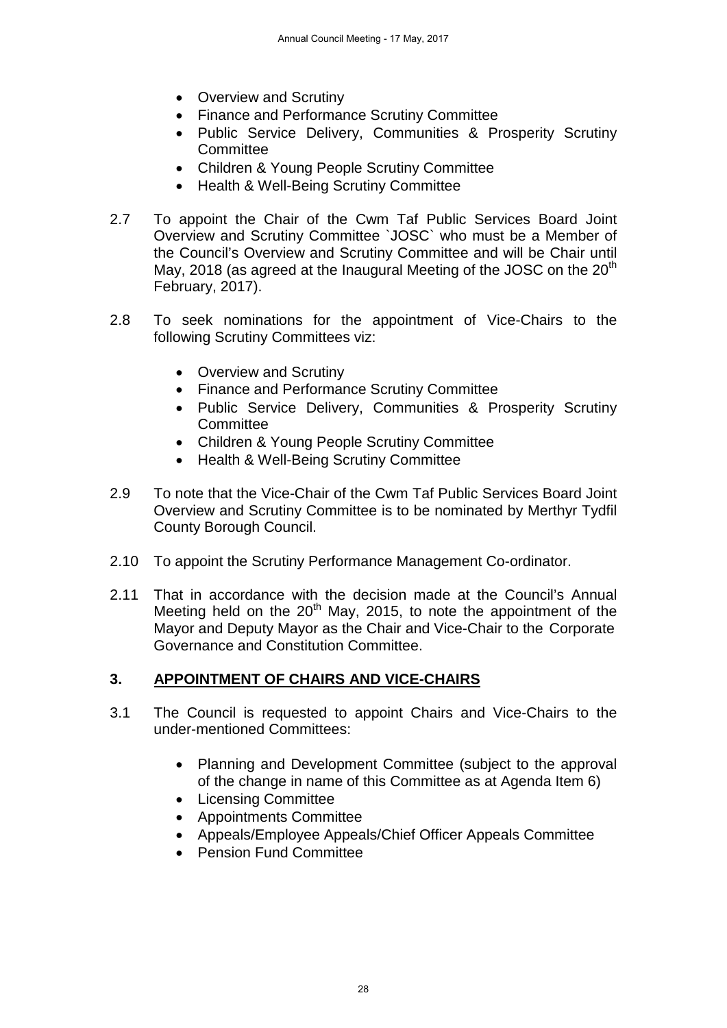- Overview and Scrutiny
- Finance and Performance Scrutiny Committee
- Public Service Delivery, Communities & Prosperity Scrutiny Committee
- Children & Young People Scrutiny Committee
- Health & Well-Being Scrutiny Committee

2.7 To appoint the Chair of the Cwm Taf Public Services Board Joint Overview and Scrutiny Committee `JOSC` who must be a Member of the Council's Overview and Scrutiny Committee and will be Chair until May, 2018 (as agreed at the Inaugural Meeting of the JOSC on the 20th February, 2017).

2.8 To seek nominations for the appointment of Vice-Chairs to the following Scrutiny Committees viz:

- Overview and Scrutiny
- Finance and Performance Scrutiny Committee
- Public Service Delivery, Communities & Prosperity Scrutiny Committee
- Children & Young People Scrutiny Committee
- Health & Well-Being Scrutiny Committee

2.9 To note that the Vice-Chair of the Cwm Taf Public Services Board Joint Overview and Scrutiny Committee is to be nominated by Merthyr Tydfil County Borough Council.

2.10 To appoint the Scrutiny Performance Management Co-ordinator.

2.11 That in accordance with the decision made at the Council's Annual Meeting held on the 20th May, 2015, to note the appointment of the Mayor and Deputy Mayor as the Chair and Vice-Chair to the Corporate Governance and Constitution Committee.

## 3. APPOINTMENT OF CHAIRS AND VICE-CHAIRS

3.1 The Council is requested to appoint Chairs and Vice-Chairs to the under-mentioned Committees:

- Planning and Development Committee (subject to the approval of the change in name of this Committee as at Agenda Item 6)
- Licensing Committee
- Appointments Committee
- Appeals/Employee Appeals/Chief Officer Appeals Committee
- Pension Fund Committee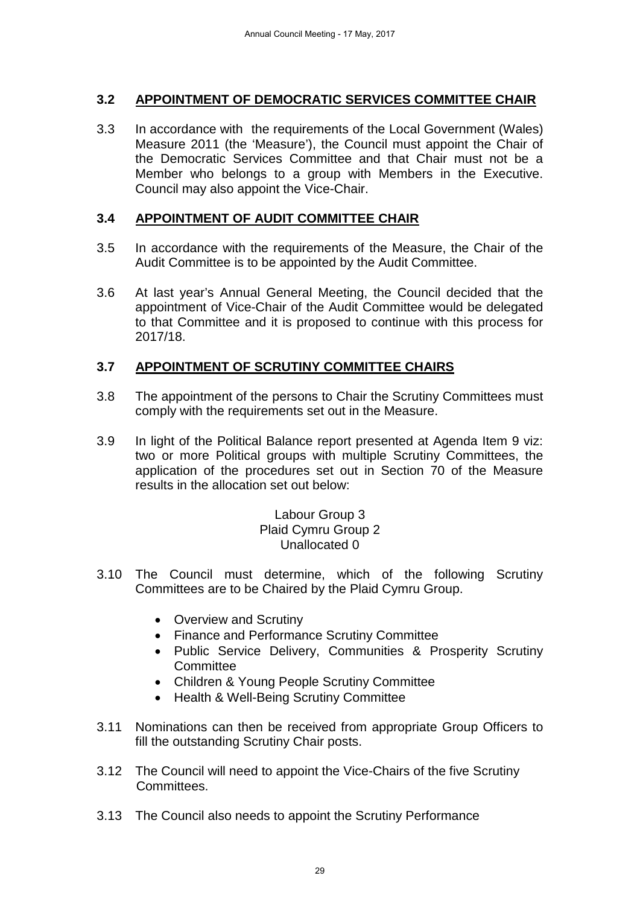### 3.2 APPOINTMENT OF DEMOCRATIC SERVICES COMMITTEE CHAIR

3.3 In accordance with the requirements of the Local Government (Wales) Measure 2011 (the 'Measure'), the Council must appoint the Chair of the Democratic Services Committee and that Chair must not be a Member who belongs to a group with Members in the Executive. Council may also appoint the Vice-Chair.

### 3.4 APPOINTMENT OF AUDIT COMMITTEE CHAIR

3.5 In accordance with the requirements of the Measure, the Chair of the Audit Committee is to be appointed by the Audit Committee.

3.6 At last year's Annual General Meeting, the Council decided that the appointment of Vice-Chair of the Audit Committee would be delegated to that Committee and it is proposed to continue with this process for 2017/18.

### 3.7 APPOINTMENT OF SCRUTINY COMMITTEE CHAIRS

3.8 The appointment of the persons to Chair the Scrutiny Committees must comply with the requirements set out in the Measure.

3.9 In light of the Political Balance report presented at Agenda Item 9 viz: two or more Political groups with multiple Scrutiny Committees, the application of the procedures set out in Section 70 of the Measure results in the allocation set out below:

Labour Group 3
Plaid Cymru Group 2
Unallocated 0

3.10 The Council must determine, which of the following Scrutiny Committees are to be Chaired by the Plaid Cymru Group.

- Overview and Scrutiny
- Finance and Performance Scrutiny Committee
- Public Service Delivery, Communities & Prosperity Scrutiny Committee
- Children & Young People Scrutiny Committee
- Health & Well-Being Scrutiny Committee

3.11 Nominations can then be received from appropriate Group Officers to fill the outstanding Scrutiny Chair posts.

3.12 The Council will need to appoint the Vice-Chairs of the five Scrutiny Committees.

3.13 The Council also needs to appoint the Scrutiny Performance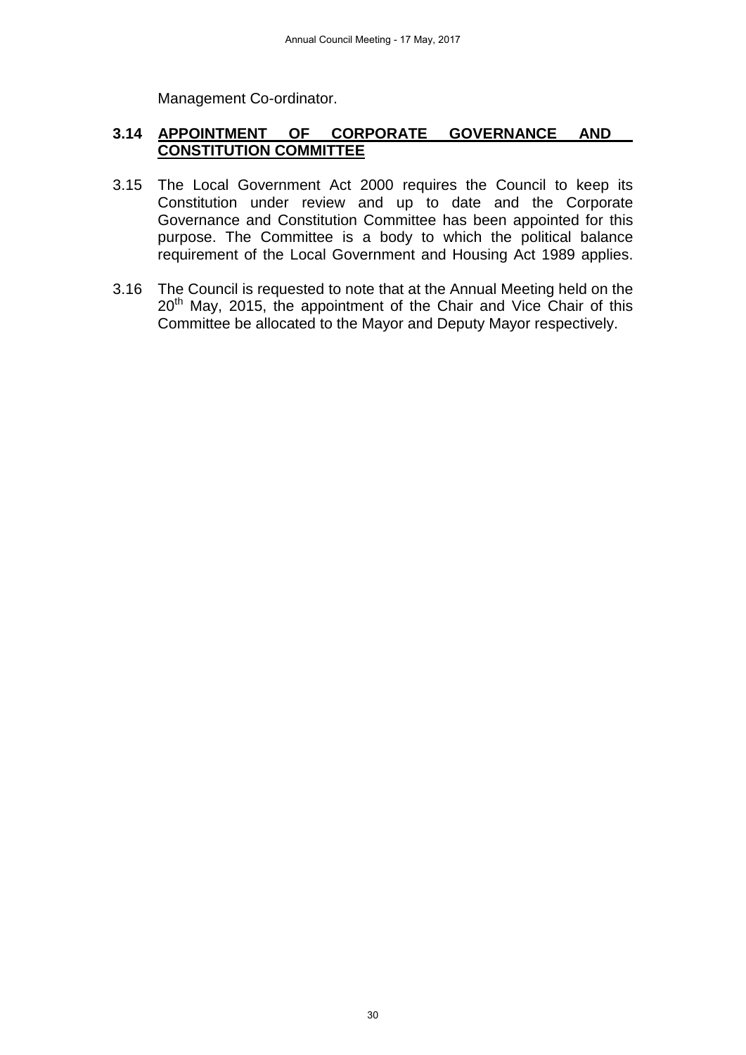Management Co-ordinator.

**3.14 APPOINTMENT OF CORPORATE GOVERNANCE AND CONSTITUTION COMMITTEE**

3.15 The Local Government Act 2000 requires the Council to keep its Constitution under review and up to date and the Corporate Governance and Constitution Committee has been appointed for this purpose. The Committee is a body to which the political balance requirement of the Local Government and Housing Act 1989 applies.

3.16 The Council is requested to note that at the Annual Meeting held on the 20th May, 2015, the appointment of the Chair and Vice Chair of this Committee be allocated to the Mayor and Deputy Mayor respectively.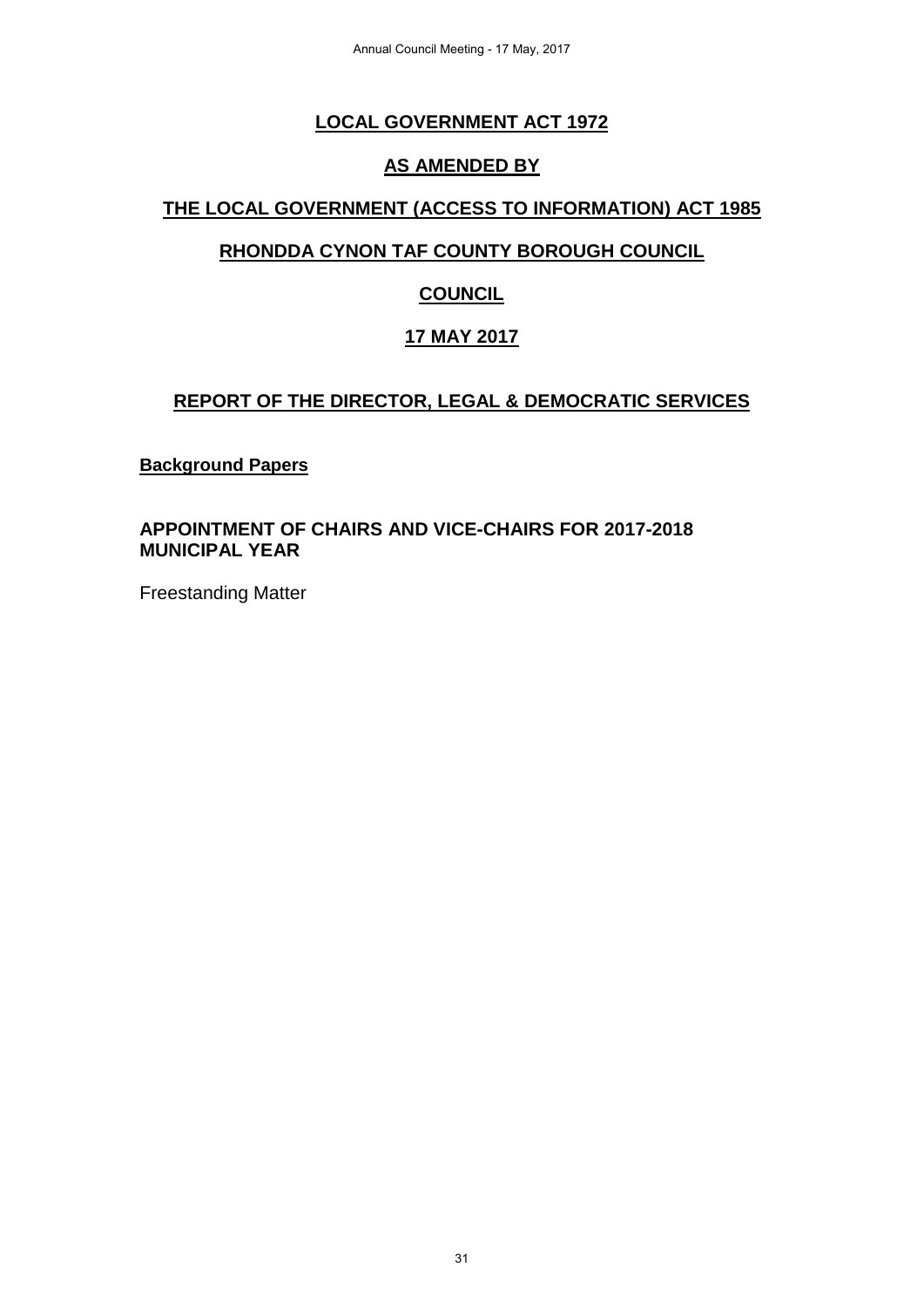# LOCAL GOVERNMENT ACT 1972

## AS AMENDED BY

## THE LOCAL GOVERNMENT (ACCESS TO INFORMATION) ACT 1985

## RHONDDA CYNON TAF COUNTY BOROUGH COUNCIL

## COUNCIL

## 17 MAY 2017

## REPORT OF THE DIRECTOR, LEGAL & DEMOCRATIC SERVICES

**Background Papers**

**APPOINTMENT OF CHAIRS AND VICE-CHAIRS FOR 2017-2018 MUNICIPAL YEAR**

Freestanding Matter